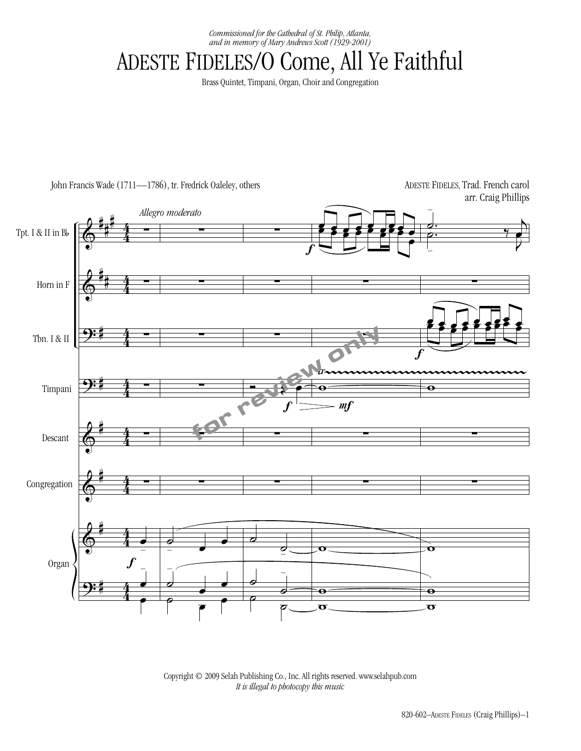*Commissioned for the Cathedral of St. Philip, Atlanta,*
*and in memory of Mary Andrews Scott (1929-2001)*

# Adeste Fideles/O Come, All Ye Faithful

Brass Quintet, Timpani, Organ, Choir and Congregation

John Francis Wade (1711—1786), tr. Fredrick Oaleley, others

Adeste Fideles, Trad. French carol
arr. Craig Phillips

*Allegro moderato*

Tpt. I & II in B♭

Horn in F

Tbn. I & II

Timpani

Descant

Congregation

Organ

Copyright © 2009 Selah Publishing Co., Inc. All rights reserved. www.selahpub.com
*It is illegal to photocopy this music*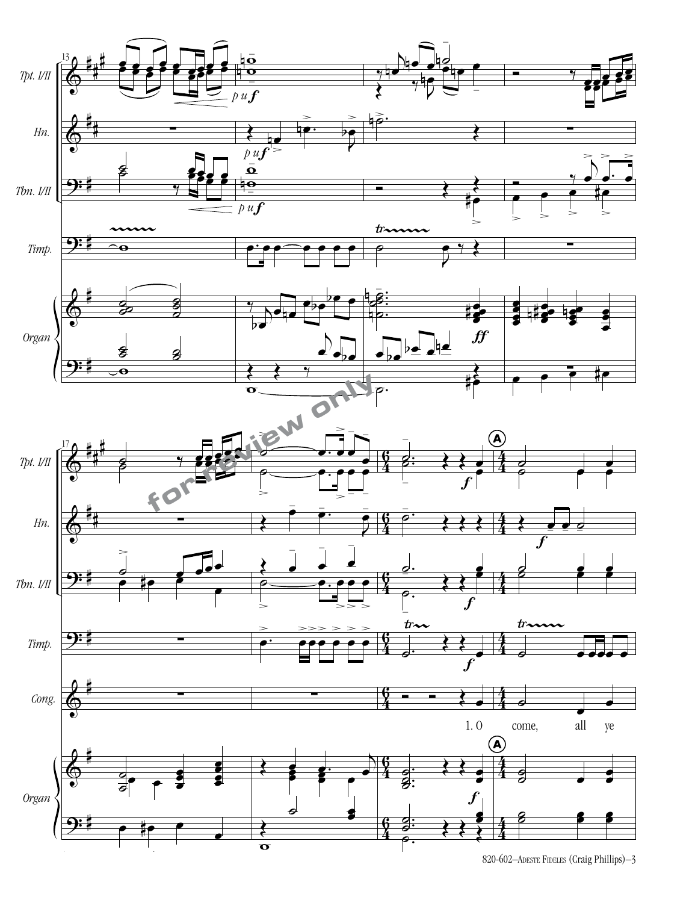Tpt. I/II

Hn.

Tbn. I/II

Timp.

Organ

Cong.

1. O come, all ye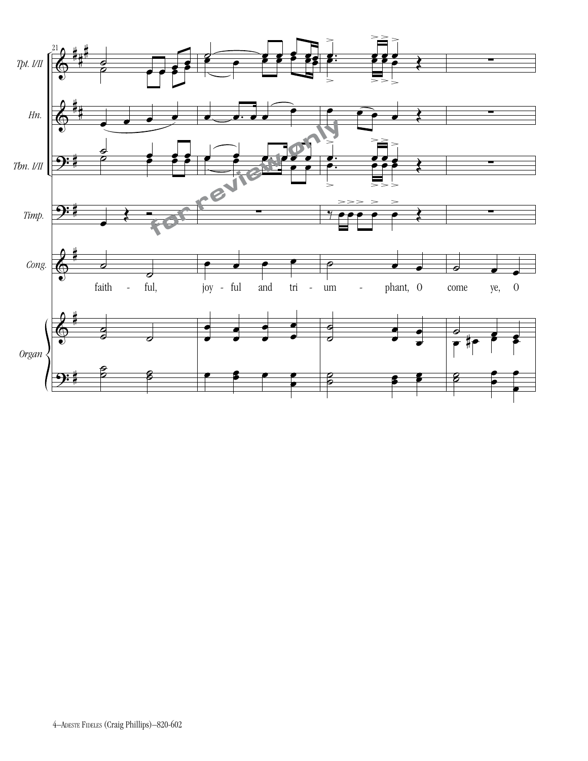faith - ful, joy - ful and tri - um - phant, O come ye, O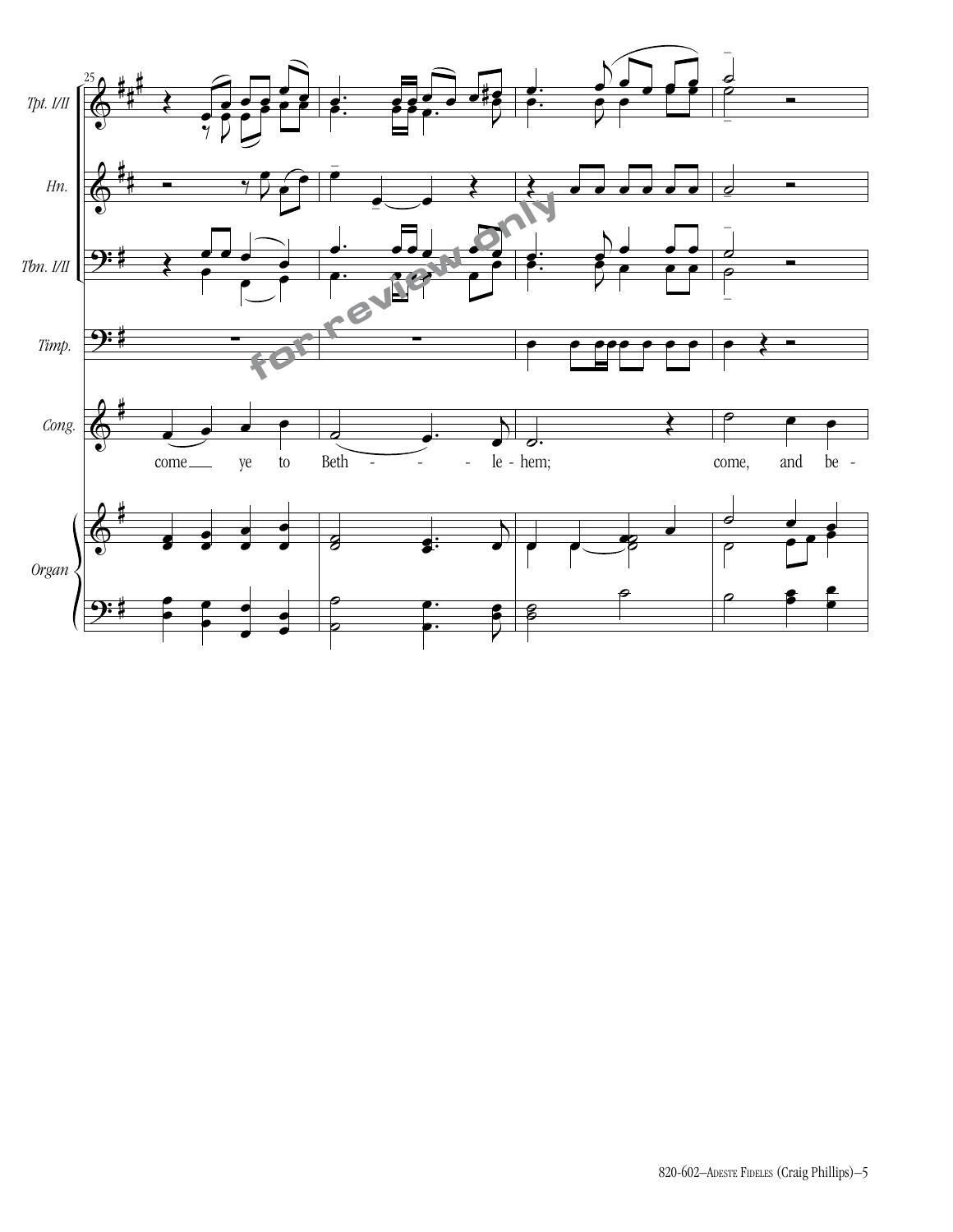25

*Tpt. I/II*

*Hn.*

*Tbn. I/II*

*Timp.*

*Cong.*

come ye to Beth - - - le - hem; come, and be -

*Organ*

for review only